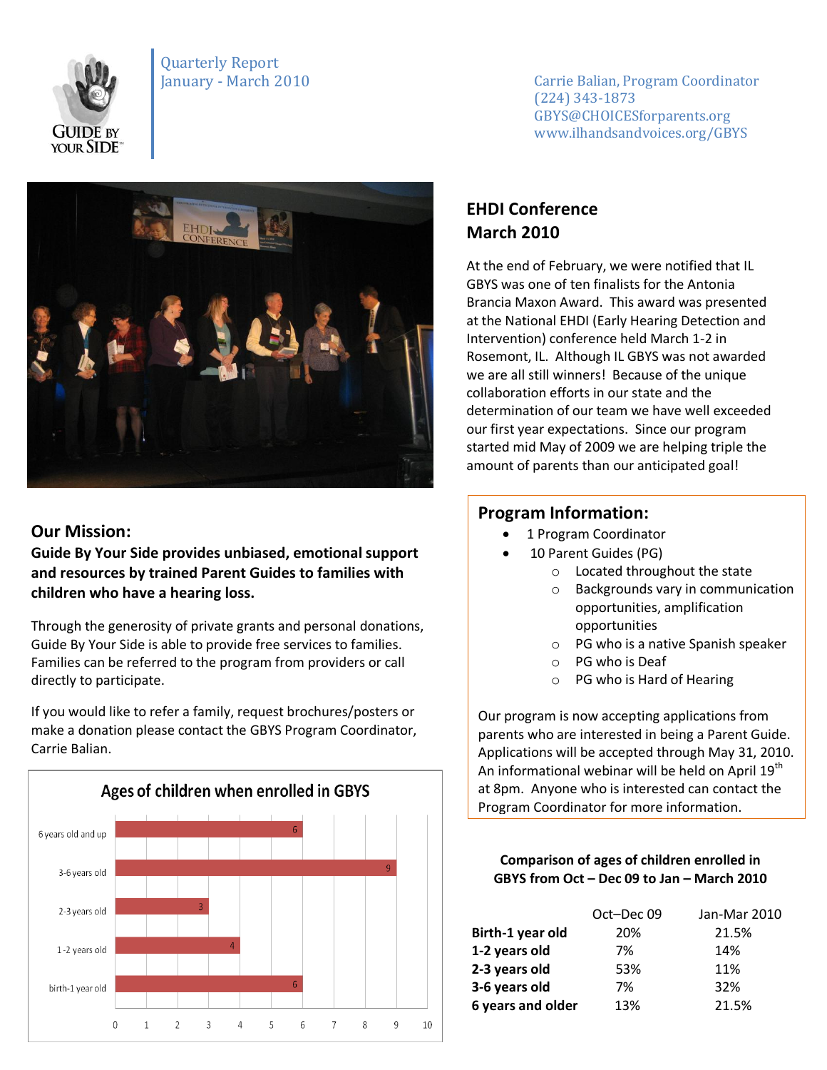Quarterly Report
January - March 2010

Carrie Balian, Program Coordinator
(224) 343-1873
GBYS@CHOICESforparents.org
www.ilhandsandvoices.org/GBYS

## EHDI Conference March 2010

At the end of February, we were notified that IL GBYS was one of ten finalists for the Antonia Brancia Maxon Award. This award was presented at the National EHDI (Early Hearing Detection and Intervention) conference held March 1-2 in Rosemont, IL. Although IL GBYS was not awarded we are all still winners! Because of the unique collaboration efforts in our state and the determination of our team we have well exceeded our first year expectations. Since our program started mid May of 2009 we are helping triple the amount of parents than our anticipated goal!

## Our Mission:

**Guide By Your Side provides unbiased, emotional support and resources by trained Parent Guides to families with children who have a hearing loss.**

Through the generosity of private grants and personal donations, Guide By Your Side is able to provide free services to families. Families can be referred to the program from providers or call directly to participate.

If you would like to refer a family, request brochures/posters or make a donation please contact the GBYS Program Coordinator, Carrie Balian.

## Program Information:

- 1 Program Coordinator
- 10 Parent Guides (PG)
  - Located throughout the state
  - Backgrounds vary in communication opportunities, amplification opportunities
  - PG who is a native Spanish speaker
  - PG who is Deaf
  - PG who is Hard of Hearing

Our program is now accepting applications from parents who are interested in being a Parent Guide. Applications will be accepted through May 31, 2010. An informational webinar will be held on April 19th at 8pm. Anyone who is interested can contact the Program Coordinator for more information.

### Ages of children when enrolled in GBYS

| Age | Number |
|---|---|
| 6 years old and up | 6 |
| 3-6 years old | 9 |
| 2-3 years old | 3 |
| 1-2 years old | 4 |
| birth-1 year old | 6 |

**Comparison of ages of children enrolled in GBYS from Oct – Dec 09 to Jan – March 2010**

| | Oct–Dec 09 | Jan-Mar 2010 |
|---|---|---|
| **Birth-1 year old** | 20% | 21.5% |
| **1-2 years old** | 7% | 14% |
| **2-3 years old** | 53% | 11% |
| **3-6 years old** | 7% | 32% |
| **6 years and older** | 13% | 21.5% |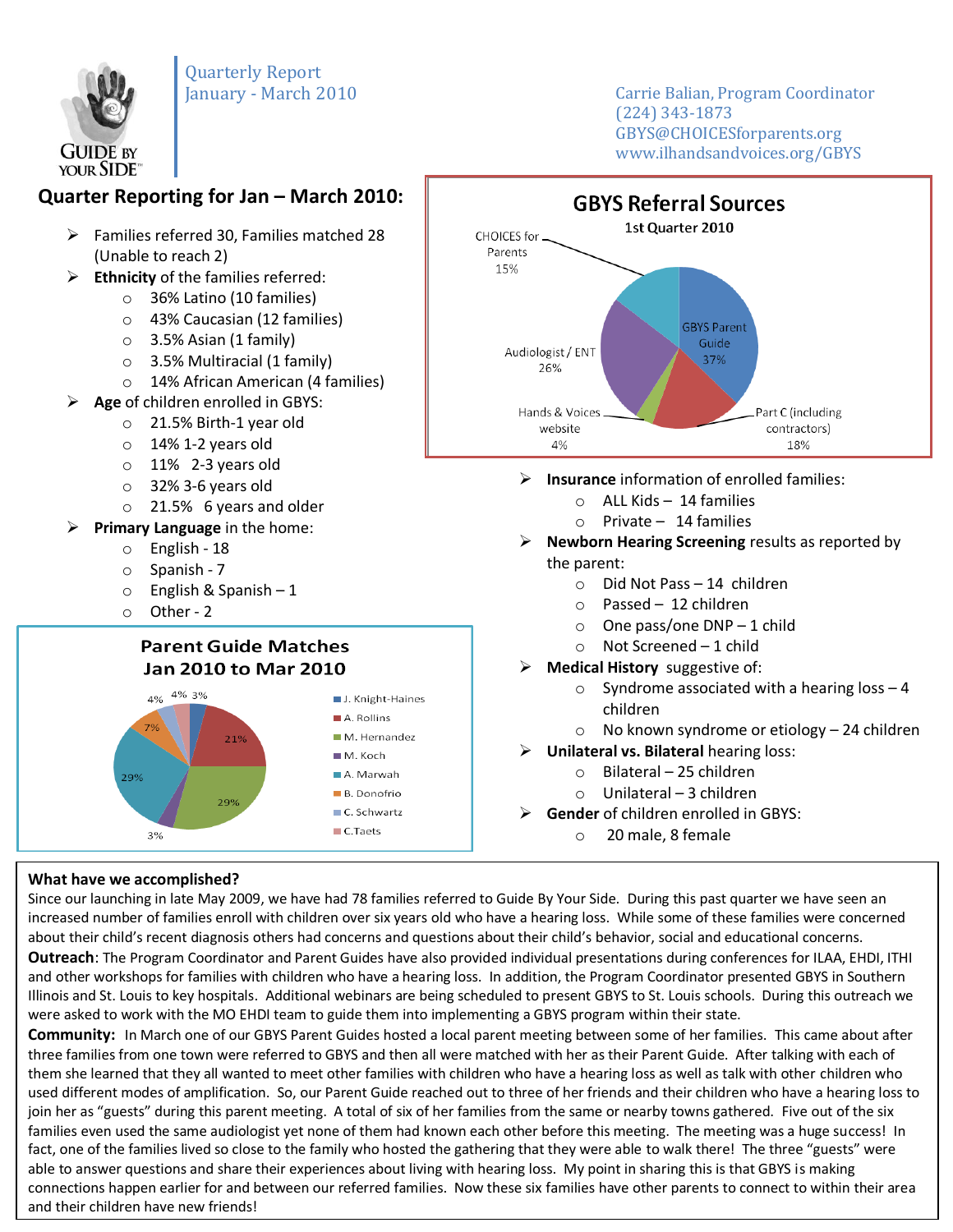Quarterly Report
January - March 2010

GUIDE BY YOUR SIDE

Carrie Balian, Program Coordinator
(224) 343-1873
GBYS@CHOICESforparents.org
www.ilhandsandvoices.org/GBYS

## Quarter Reporting for Jan – March 2010:

- Families referred 30, Families matched 28 (Unable to reach 2)
- **Ethnicity** of the families referred:
  - 36% Latino (10 families)
  - 43% Caucasian (12 families)
  - 3.5% Asian (1 family)
  - 3.5% Multiracial (1 family)
  - 14% African American (4 families)
- **Age** of children enrolled in GBYS:
  - 21.5% Birth-1 year old
  - 14% 1-2 years old
  - 11% 2-3 years old
  - 32% 3-6 years old
  - 21.5% 6 years and older
- **Primary Language** in the home:
  - English - 18
  - Spanish - 7
  - English & Spanish – 1
  - Other - 2

**Parent Guide Matches Jan 2010 to Mar 2010**

4% 4% 3% 21% 7% 29% 29% 3%

J. Knight-Haines
A. Rollins
M. Hernandez
M. Koch
A. Marwah
B. Donofrio
C. Schwartz
C.Taets

**GBYS Referral Sources**
1st Quarter 2010

CHOICES for Parents 15%
GBYS Parent Guide 37%
Audiologist / ENT 26%
Hands & Voices website 4%
Part C (including contractors) 18%

- **Insurance** information of enrolled families:
  - ALL Kids – 14 families
  - Private – 14 families
- **Newborn Hearing Screening** results as reported by the parent:
  - Did Not Pass – 14 children
  - Passed – 12 children
  - One pass/one DNP – 1 child
  - Not Screened – 1 child
- **Medical History** suggestive of:
  - Syndrome associated with a hearing loss – 4 children
  - No known syndrome or etiology – 24 children
- **Unilateral vs. Bilateral** hearing loss:
  - Bilateral – 25 children
  - Unilateral – 3 children
- **Gender** of children enrolled in GBYS:
  - 20 male, 8 female

**What have we accomplished?**

Since our launching in late May 2009, we have had 78 families referred to Guide By Your Side. During this past quarter we have seen an increased number of families enroll with children over six years old who have a hearing loss. While some of these families were concerned about their child's recent diagnosis others had concerns and questions about their child's behavior, social and educational concerns.

**Outreach**: The Program Coordinator and Parent Guides have also provided individual presentations during conferences for ILAA, EHDI, ITHI and other workshops for families with children who have a hearing loss. In addition, the Program Coordinator presented GBYS in Southern Illinois and St. Louis to key hospitals. Additional webinars are being scheduled to present GBYS to St. Louis schools. During this outreach we were asked to work with the MO EHDI team to guide them into implementing a GBYS program within their state.

**Community:** In March one of our GBYS Parent Guides hosted a local parent meeting between some of her families. This came about after three families from one town were referred to GBYS and then all were matched with her as their Parent Guide. After talking with each of them she learned that they all wanted to meet other families with children who have a hearing loss as well as talk with other children who used different modes of amplification. So, our Parent Guide reached out to three of her friends and their children who have a hearing loss to join her as "guests" during this parent meeting. A total of six of her families from the same or nearby towns gathered. Five out of the six families even used the same audiologist yet none of them had known each other before this meeting. The meeting was a huge success! In fact, one of the families lived so close to the family who hosted the gathering that they were able to walk there! The three "guests" were able to answer questions and share their experiences about living with hearing loss. My point in sharing this is that GBYS is making connections happen earlier for and between our referred families. Now these six families have other parents to connect to within their area and their children have new friends!